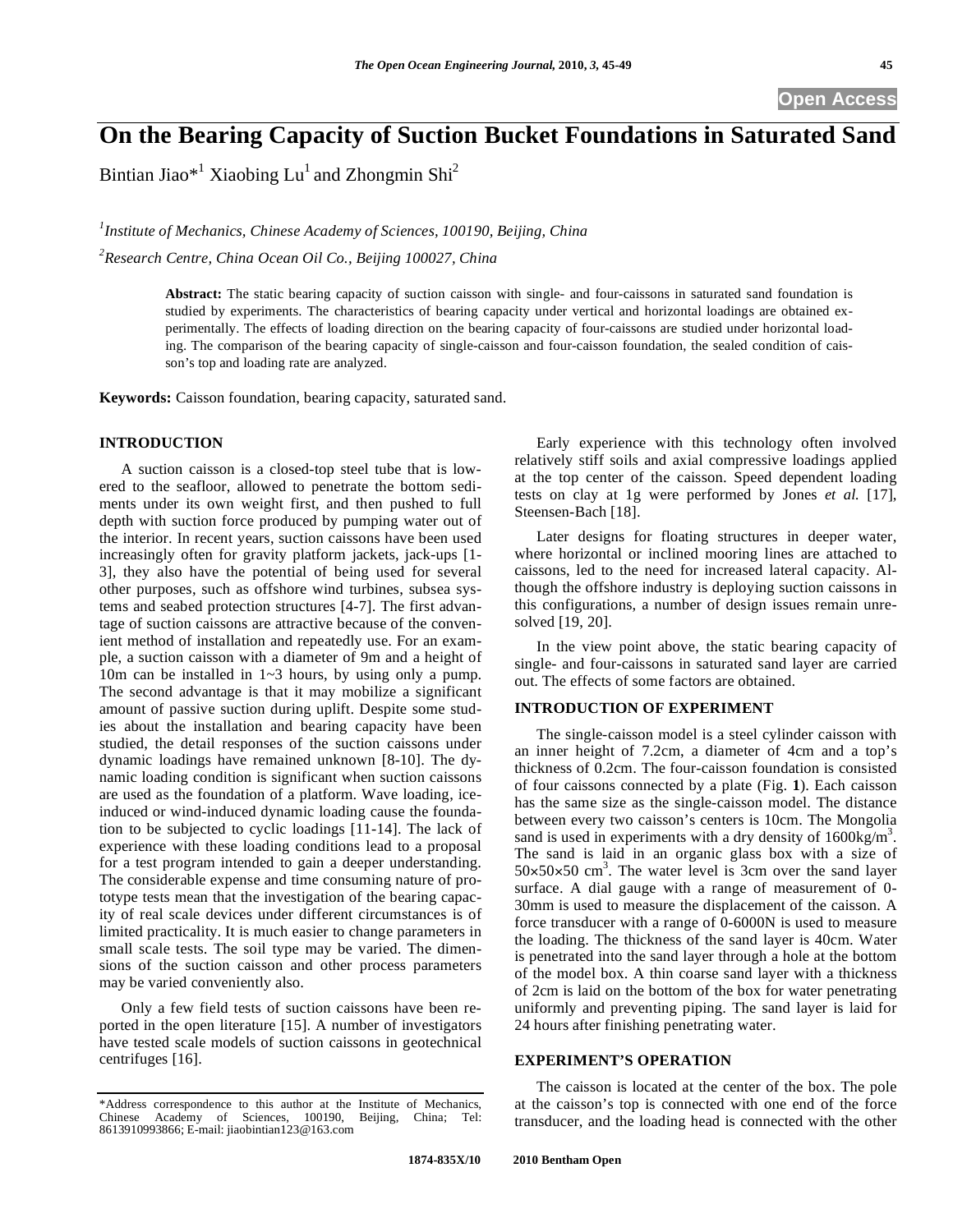# On the Bearing Capacity of Suction Bucket Foundations in Saturated Sand

Bintian Jiao*[1] Xiaobing Lu[1] and Zhongmin Shi[2]

[1]*Institute of Mechanics, Chinese Academy of Sciences, 100190, Beijing, China*

[2]*Research Centre, China Ocean Oil Co., Beijing 100027, China*

**Abstract:** The static bearing capacity of suction caisson with single- and four-caissons in saturated sand foundation is studied by experiments. The characteristics of bearing capacity under vertical and horizontal loadings are obtained experimentally. The effects of loading direction on the bearing capacity of four-caissons are studied under horizontal loading. The comparison of the bearing capacity of single-caisson and four-caisson foundation, the sealed condition of caisson's top and loading rate are analyzed.

**Keywords:** Caisson foundation, bearing capacity, saturated sand.

## INTRODUCTION

A suction caisson is a closed-top steel tube that is lowered to the seafloor, allowed to penetrate the bottom sediments under its own weight first, and then pushed to full depth with suction force produced by pumping water out of the interior. In recent years, suction caissons have been used increasingly often for gravity platform jackets, jack-ups [1-3], they also have the potential of being used for several other purposes, such as offshore wind turbines, subsea systems and seabed protection structures [4-7]. The first advantage of suction caissons are attractive because of the convenient method of installation and repeatedly use. For an example, a suction caisson with a diameter of 9m and a height of 10m can be installed in 1~3 hours, by using only a pump. The second advantage is that it may mobilize a significant amount of passive suction during uplift. Despite some studies about the installation and bearing capacity have been studied, the detail responses of the suction caissons under dynamic loadings have remained unknown [8-10]. The dynamic loading condition is significant when suction caissons are used as the foundation of a platform. Wave loading, ice-induced or wind-induced dynamic loading cause the foundation to be subjected to cyclic loadings [11-14]. The lack of experience with these loading conditions lead to a proposal for a test program intended to gain a deeper understanding. The considerable expense and time consuming nature of prototype tests mean that the investigation of the bearing capacity of real scale devices under different circumstances is of limited practicality. It is much easier to change parameters in small scale tests. The soil type may be varied. The dimensions of the suction caisson and other process parameters may be varied conveniently also.

Only a few field tests of suction caissons have been reported in the open literature [15]. A number of investigators have tested scale models of suction caissons in geotechnical centrifuges [16].

Early experience with this technology often involved relatively stiff soils and axial compressive loadings applied at the top center of the caisson. Speed dependent loading tests on clay at 1g were performed by Jones *et al.* [17], Steensen-Bach [18].

Later designs for floating structures in deeper water, where horizontal or inclined mooring lines are attached to caissons, led to the need for increased lateral capacity. Although the offshore industry is deploying suction caissons in this configurations, a number of design issues remain unresolved [19, 20].

In the view point above, the static bearing capacity of single- and four-caissons in saturated sand layer are carried out. The effects of some factors are obtained.

## INTRODUCTION OF EXPERIMENT

The single-caisson model is a steel cylinder caisson with an inner height of 7.2cm, a diameter of 4cm and a top's thickness of 0.2cm. The four-caisson foundation is consisted of four caissons connected by a plate (Fig. **1**). Each caisson has the same size as the single-caisson model. The distance between every two caisson's centers is 10cm. The Mongolia sand is used in experiments with a dry density of 1600kg/m$^3$. The sand is laid in an organic glass box with a size of 50×50×50 cm$^3$. The water level is 3cm over the sand layer surface. A dial gauge with a range of measurement of 0-30mm is used to measure the displacement of the caisson. A force transducer with a range of 0-6000N is used to measure the loading. The thickness of the sand layer is 40cm. Water is penetrated into the sand layer through a hole at the bottom of the model box. A thin coarse sand layer with a thickness of 2cm is laid on the bottom of the box for water penetrating uniformly and preventing piping. The sand layer is laid for 24 hours after finishing penetrating water.

## EXPERIMENT'S OPERATION

The caisson is located at the center of the box. The pole at the caisson's top is connected with one end of the force transducer, and the loading head is connected with the other

*Address correspondence to this author at the Institute of Mechanics, Chinese Academy of Sciences, 100190, Beijing, China; Tel: 8613910993866; E-mail: jiaobintian123@163.com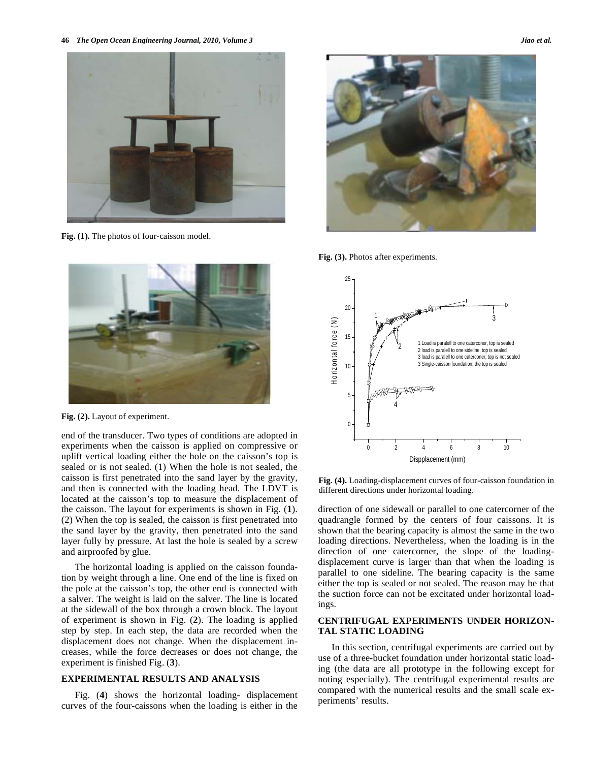Fig. (1). The photos of four-caisson model.

Fig. (2). Layout of experiment.

end of the transducer. Two types of conditions are adopted in experiments when the caisson is applied on compressive or uplift vertical loading either the hole on the caisson's top is sealed or is not sealed. (1) When the hole is not sealed, the caisson is first penetrated into the sand layer by the gravity, and then is connected with the loading head. The LDVT is located at the caisson's top to measure the displacement of the caisson. The layout for experiments is shown in Fig. (**1**). (2) When the top is sealed, the caisson is first penetrated into the sand layer by the gravity, then penetrated into the sand layer fully by pressure. At last the hole is sealed by a screw and airproofed by glue.

The horizontal loading is applied on the caisson foundation by weight through a line. One end of the line is fixed on the pole at the caisson's top, the other end is connected with a salver. The weight is laid on the salver. The line is located at the sidewall of the box through a crown block. The layout of experiment is shown in Fig. (**2**). The loading is applied step by step. In each step, the data are recorded when the displacement does not change. When the displacement increases, while the force decreases or does not change, the experiment is finished Fig. (**3**).

## EXPERIMENTAL RESULTS AND ANALYSIS

Fig. (**4**) shows the horizontal loading- displacement curves of the four-caissons when the loading is either in the direction of one sidewall or parallel to one catercorner of the quadrangle formed by the centers of four caissons. It is shown that the bearing capacity is almost the same in the two loading directions. Nevertheless, when the loading is in the direction of one catercorner, the slope of the loading-displacement curve is larger than that when the loading is parallel to one sideline. The bearing capacity is the same either the top is sealed or not sealed. The reason may be that the suction force can not be excitated under horizontal loadings.

Fig. (3). Photos after experiments.

Fig. (4). Loading-displacement curves of four-caisson foundation in different directions under horizontal loading.

## CENTRIFUGAL EXPERIMENTS UNDER HORIZONTAL STATIC LOADING

In this section, centrifugal experiments are carried out by use of a three-bucket foundation under horizontal static loading (the data are all prototype in the following except for noting especially). The centrifugal experimental results are compared with the numerical results and the small scale experiments' results.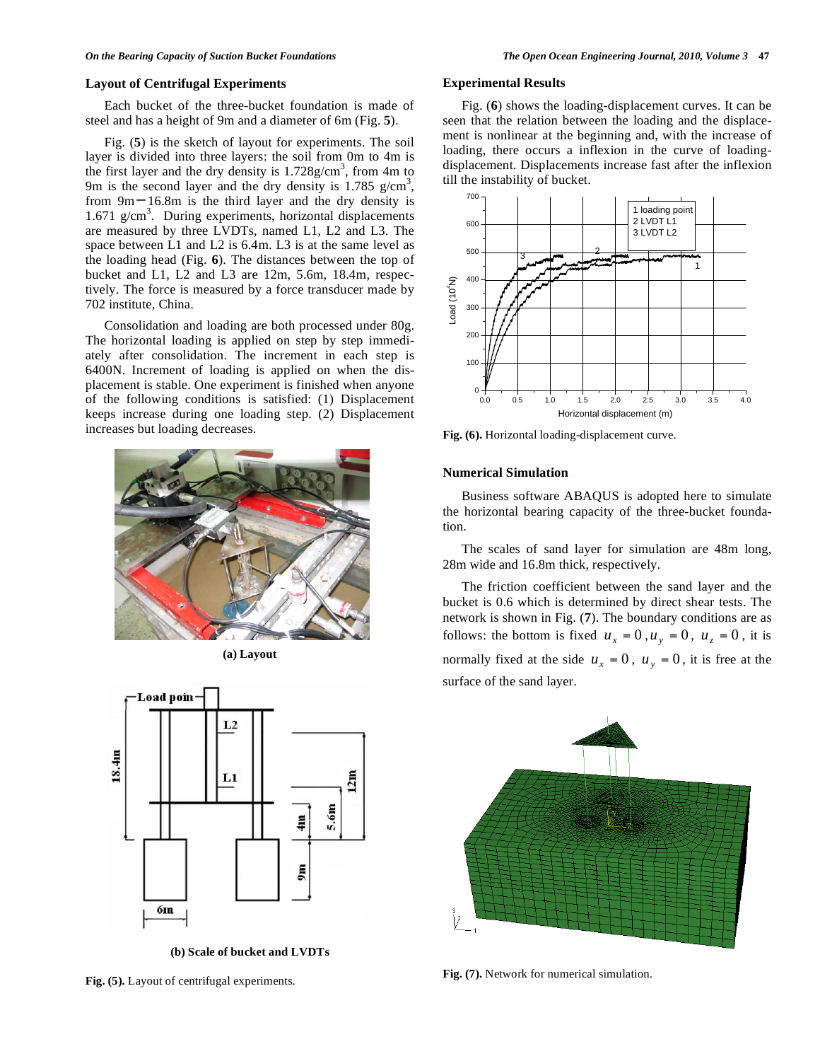### Layout of Centrifugal Experiments

Each bucket of the three-bucket foundation is made of steel and has a height of 9m and a diameter of 6m (Fig. **5**).

Fig. (**5**) is the sketch of layout for experiments. The soil layer is divided into three layers: the soil from 0m to 4m is the first layer and the dry density is 1.728g/cm$^3$, from 4m to 9m is the second layer and the dry density is 1.785 g/cm$^3$, from 9m−16.8m is the third layer and the dry density is 1.671 g/cm$^3$. During experiments, horizontal displacements are measured by three LVDTs, named L1, L2 and L3. The space between L1 and L2 is 6.4m. L3 is at the same level as the loading head (Fig. **6**). The distances between the top of bucket and L1, L2 and L3 are 12m, 5.6m, 18.4m, respectively. The force is measured by a force transducer made by 702 institute, China.

Consolidation and loading are both processed under 80g. The horizontal loading is applied on step by step immediately after consolidation. The increment in each step is 6400N. Increment of loading is applied on when the displacement is stable. One experiment is finished when anyone of the following conditions is satisfied: (1) Displacement keeps increase during one loading step. (2) Displacement increases but loading decreases.

**(a) Layout**

**(b) Scale of bucket and LVDTs**

**Fig. (5).** Layout of centrifugal experiments.

### Experimental Results

Fig. (**6**) shows the loading-displacement curves. It can be seen that the relation between the loading and the displacement is nonlinear at the beginning and, with the increase of loading, there occurs a inflexion in the curve of loading-displacement. Displacements increase fast after the inflexion till the instability of bucket.

**Fig. (6).** Horizontal loading-displacement curve.

### Numerical Simulation

Business software ABAQUS is adopted here to simulate the horizontal bearing capacity of the three-bucket foundation.

The scales of sand layer for simulation are 48m long, 28m wide and 16.8m thick, respectively.

The friction coefficient between the sand layer and the bucket is 0.6 which is determined by direct shear tests. The network is shown in Fig. (**7**). The boundary conditions are as follows: the bottom is fixed $u_x = 0, u_y = 0$, $u_z = 0$, it is normally fixed at the side $u_x = 0$, $u_y = 0$, it is free at the surface of the sand layer.

**Fig. (7).** Network for numerical simulation.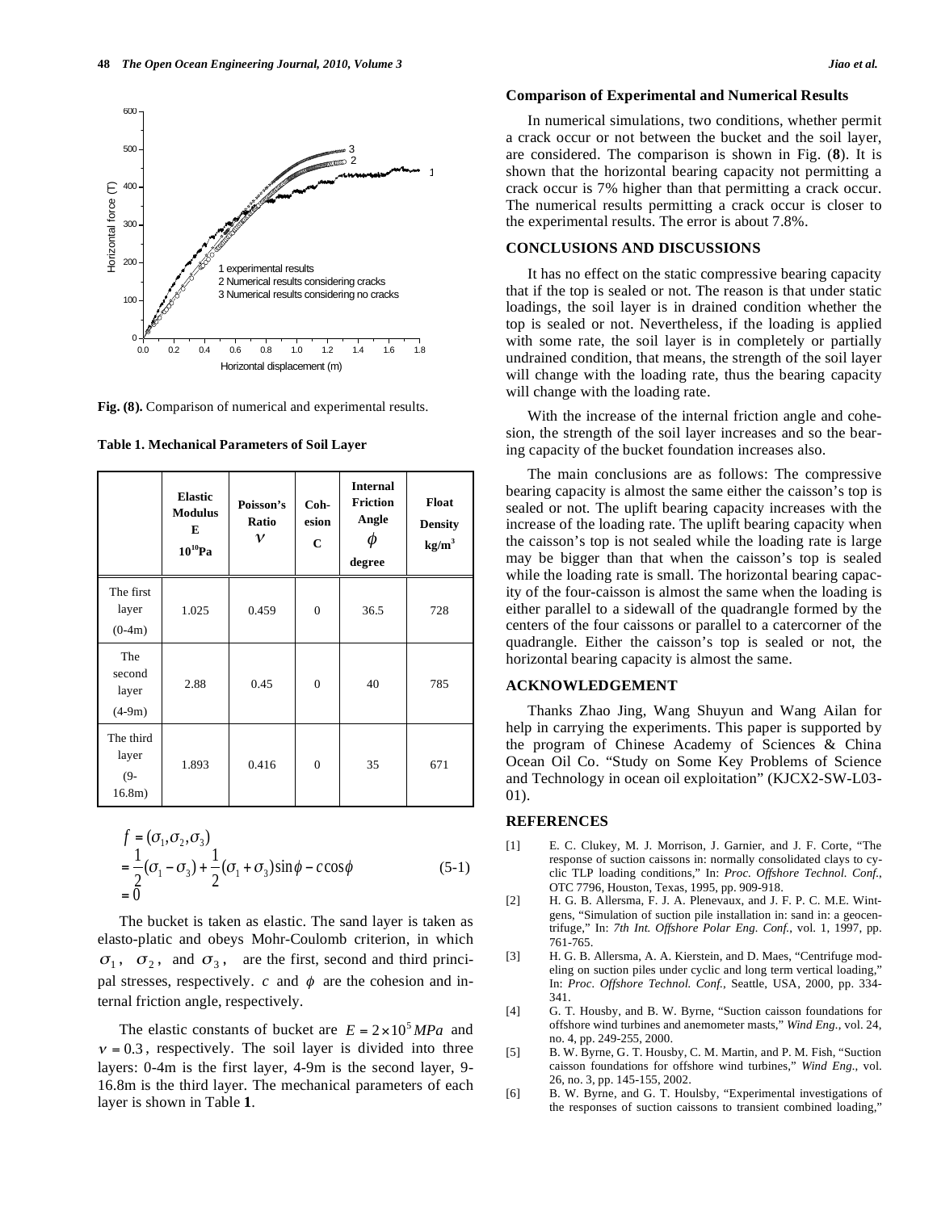Fig. (8). Comparison of numerical and experimental results.

**Table 1. Mechanical Parameters of Soil Layer**

| | Elastic Modulus E $10^{10}$Pa | Poisson's Ratio $\nu$ | Cohesion C | Internal Friction Angle $\phi$ degree | Float Density kg/m$^3$ |
|---|---|---|---|---|---|
| The first layer (0-4m) | 1.025 | 0.459 | 0 | 36.5 | 728 |
| The second layer (4-9m) | 2.88 | 0.45 | 0 | 40 | 785 |
| The third layer (9-16.8m) | 1.893 | 0.416 | 0 | 35 | 671 |

$$
\begin{aligned}
f &= (\sigma_1, \sigma_2, \sigma_3) \\
&= \frac{1}{2}(\sigma_1 - \sigma_3) + \frac{1}{2}(\sigma_1 + \sigma_3)\sin\phi - c\cos\phi \\
&= 0
\end{aligned}
\quad (5\text{-}1)
$$

The bucket is taken as elastic. The sand layer is taken as elasto-platic and obeys Mohr-Coulomb criterion, in which $\sigma_1$, $\sigma_2$, and $\sigma_3$, are the first, second and third principal stresses, respectively. $c$ and $\phi$ are the cohesion and internal friction angle, respectively.

The elastic constants of bucket are $E = 2 \times 10^5 MPa$ and $\nu = 0.3$, respectively. The soil layer is divided into three layers: 0-4m is the first layer, 4-9m is the second layer, 9-16.8m is the third layer. The mechanical parameters of each layer is shown in Table **1**.

### Comparison of Experimental and Numerical Results

In numerical simulations, two conditions, whether permit a crack occur or not between the bucket and the soil layer, are considered. The comparison is shown in Fig. (**8**). It is shown that the horizontal bearing capacity not permitting a crack occur is 7% higher than that permitting a crack occur. The numerical results permitting a crack occur is closer to the experimental results. The error is about 7.8%.

## CONCLUSIONS AND DISCUSSIONS

It has no effect on the static compressive bearing capacity that if the top is sealed or not. The reason is that under static loadings, the soil layer is in drained condition whether the top is sealed or not. Nevertheless, if the loading is applied with some rate, the soil layer is in completely or partially undrained condition, that means, the strength of the soil layer will change with the loading rate, thus the bearing capacity will change with the loading rate.

With the increase of the internal friction angle and cohesion, the strength of the soil layer increases and so the bearing capacity of the bucket foundation increases also.

The main conclusions are as follows: The compressive bearing capacity is almost the same either the caisson's top is sealed or not. The uplift bearing capacity increases with the increase of the loading rate. The uplift bearing capacity when the caisson's top is not sealed while the loading rate is large may be bigger than that when the caisson's top is sealed while the loading rate is small. The horizontal bearing capacity of the four-caisson is almost the same when the loading is either parallel to a sidewall of the quadrangle formed by the centers of the four caissons or parallel to a catercorner of the quadrangle. Either the caisson's top is sealed or not, the horizontal bearing capacity is almost the same.

## ACKNOWLEDGEMENT

Thanks Zhao Jing, Wang Shuyun and Wang Ailan for help in carrying the experiments. This paper is supported by the program of Chinese Academy of Sciences & China Ocean Oil Co. "Study on Some Key Problems of Science and Technology in ocean oil exploitation" (KJCX2-SW-L03-01).

## REFERENCES

[1] E. C. Clukey, M. J. Morrison, J. Garnier, and J. F. Corte, "The response of suction caissons in: normally consolidated clays to cyclic TLP loading conditions," In: *Proc. Offshore Technol. Conf.*, OTC 7796, Houston, Texas, 1995, pp. 909-918.

[2] H. G. B. Allersma, F. J. A. Plenevaux, and J. F. P. C. M.E. Wintgens, "Simulation of suction pile installation in: sand in: a geocentrifuge," In: *7th Int. Offshore Polar Eng. Conf.*, vol. 1, 1997, pp. 761-765.

[3] H. G. B. Allersma, A. A. Kierstein, and D. Maes, "Centrifuge modeling on suction piles under cyclic and long term vertical loading," In: *Proc. Offshore Technol. Conf.*, Seattle, USA, 2000, pp. 334-341.

[4] G. T. Housby, and B. W. Byrne, "Suction caisson foundations for offshore wind turbines and anemometer masts," *Wind Eng.*, vol. 24, no. 4, pp. 249-255, 2000.

[5] B. W. Byrne, G. T. Housby, C. M. Martin, and P. M. Fish, "Suction caisson foundations for offshore wind turbines," *Wind Eng.*, vol. 26, no. 3, pp. 145-155, 2002.

[6] B. W. Byrne, and G. T. Houlsby, "Experimental investigations of the responses of suction caissons to transient combined loading,"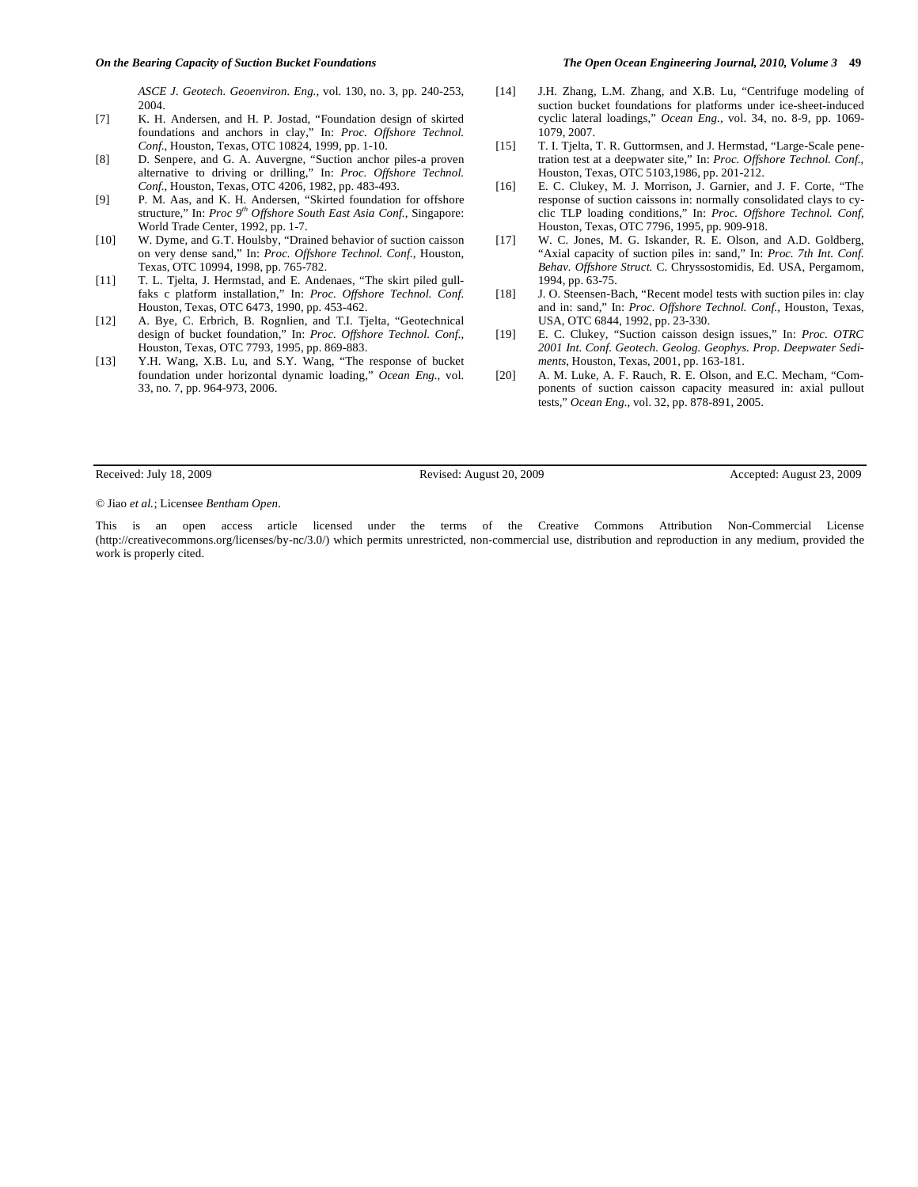*ASCE J. Geotech. Geoenviron. Eng.*, vol. 130, no. 3, pp. 240-253, 2004.

[7] K. H. Andersen, and H. P. Jostad, "Foundation design of skirted foundations and anchors in clay," In: *Proc. Offshore Technol. Conf.*, Houston, Texas, OTC 10824, 1999, pp. 1-10.

[8] D. Senpere, and G. A. Auvergne, "Suction anchor piles-a proven alternative to driving or drilling," In: *Proc. Offshore Technol. Conf.*, Houston, Texas, OTC 4206, 1982, pp. 483-493.

[9] P. M. Aas, and K. H. Andersen, "Skirted foundation for offshore structure," In: *Proc 9th Offshore South East Asia Conf.*, Singapore: World Trade Center, 1992, pp. 1-7.

[10] W. Dyme, and G.T. Houlsby, "Drained behavior of suction caisson on very dense sand," In: *Proc. Offshore Technol. Conf.*, Houston, Texas, OTC 10994, 1998, pp. 765-782.

[11] T. L. Tjelta, J. Hermstad, and E. Andenaes, "The skirt piled gullfaks c platform installation," In: *Proc. Offshore Technol. Conf.* Houston, Texas, OTC 6473, 1990, pp. 453-462.

[12] A. Bye, C. Erbrich, B. Rognlien, and T.I. Tjelta, "Geotechnical design of bucket foundation," In: *Proc. Offshore Technol. Conf.*, Houston, Texas, OTC 7793, 1995, pp. 869-883.

[13] Y.H. Wang, X.B. Lu, and S.Y. Wang, "The response of bucket foundation under horizontal dynamic loading," *Ocean Eng.*, vol. 33, no. 7, pp. 964-973, 2006.

[14] J.H. Zhang, L.M. Zhang, and X.B. Lu, "Centrifuge modeling of suction bucket foundations for platforms under ice-sheet-induced cyclic lateral loadings," *Ocean Eng.*, vol. 34, no. 8-9, pp. 1069-1079, 2007.

[15] T. I. Tjelta, T. R. Guttormsen, and J. Hermstad, "Large-Scale penetration test at a deepwater site," In: *Proc. Offshore Technol. Conf.*, Houston, Texas, OTC 5103,1986, pp. 201-212.

[16] E. C. Clukey, M. J. Morrison, J. Garnier, and J. F. Corte, "The response of suction caissons in: normally consolidated clays to cyclic TLP loading conditions," In: *Proc. Offshore Technol. Conf*, Houston, Texas, OTC 7796, 1995, pp. 909-918.

[17] W. C. Jones, M. G. Iskander, R. E. Olson, and A.D. Goldberg, "Axial capacity of suction piles in: sand," In: *Proc. 7th Int. Conf. Behav. Offshore Struct.* C. Chryssostomidis, Ed. USA, Pergamom, 1994, pp. 63-75.

[18] J. O. Steensen-Bach, "Recent model tests with suction piles in: clay and in: sand," In: *Proc. Offshore Technol. Conf.*, Houston, Texas, USA, OTC 6844, 1992, pp. 23-330.

[19] E. C. Clukey, "Suction caisson design issues," In: *Proc. OTRC 2001 Int. Conf. Geotech. Geolog. Geophys. Prop. Deepwater Sediments*, Houston, Texas, 2001, pp. 163-181.

[20] A. M. Luke, A. F. Rauch, R. E. Olson, and E.C. Mecham, "Components of suction caisson capacity measured in: axial pullout tests," *Ocean Eng.*, vol. 32, pp. 878-891, 2005.

Received: July 18, 2009 Revised: August 20, 2009 Accepted: August 23, 2009

© Jiao *et al.*; Licensee *Bentham Open*.

This is an open access article licensed under the terms of the Creative Commons Attribution Non-Commercial License (http://creativecommons.org/licenses/by-nc/3.0/) which permits unrestricted, non-commercial use, distribution and reproduction in any medium, provided the work is properly cited.